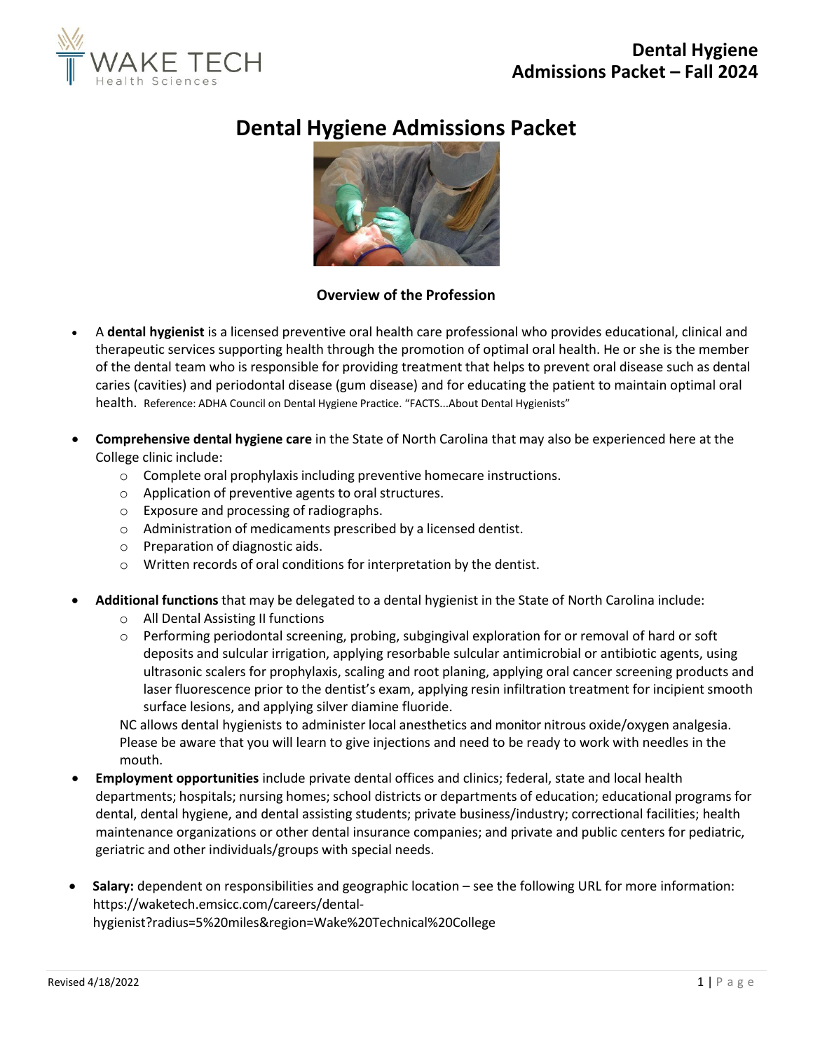# Dental Hygiene Admissions Packet

### Overview of the Profession

- A **dental hygienist** is a licensed preventive oral health care professional who provides educational, clinical and therapeutic services supporting health through the promotion of optimal oral health. He or she is the member of the dental team who is responsible for providing treatment that helps to prevent oral disease such as dental caries (cavities) and periodontal disease (gum disease) and for educating the patient to maintain optimal oral health. Reference: ADHA Council on Dental Hygiene Practice. "FACTS...About Dental Hygienists"

- **Comprehensive dental hygiene care** in the State of North Carolina that may also be experienced here at the College clinic include:
  - Complete oral prophylaxis including preventive homecare instructions.
  - Application of preventive agents to oral structures.
  - Exposure and processing of radiographs.
  - Administration of medicaments prescribed by a licensed dentist.
  - Preparation of diagnostic aids.
  - Written records of oral conditions for interpretation by the dentist.

- **Additional functions** that may be delegated to a dental hygienist in the State of North Carolina include:
  - All Dental Assisting II functions
  - Performing periodontal screening, probing, subgingival exploration for or removal of hard or soft deposits and sulcular irrigation, applying resorbable sulcular antimicrobial or antibiotic agents, using ultrasonic scalers for prophylaxis, scaling and root planing, applying oral cancer screening products and laser fluorescence prior to the dentist's exam, applying resin infiltration treatment for incipient smooth surface lesions, and applying silver diamine fluoride.

  NC allows dental hygienists to administer local anesthetics and monitor nitrous oxide/oxygen analgesia. Please be aware that you will learn to give injections and need to be ready to work with needles in the mouth.
- **Employment opportunities** include private dental offices and clinics; federal, state and local health departments; hospitals; nursing homes; school districts or departments of education; educational programs for dental, dental hygiene, and dental assisting students; private business/industry; correctional facilities; health maintenance organizations or other dental insurance companies; and private and public centers for pediatric, geriatric and other individuals/groups with special needs.

- **Salary:** dependent on responsibilities and geographic location – see the following URL for more information: https://waketech.emsicc.com/careers/dental-hygienist?radius=5%20miles&region=Wake%20Technical%20College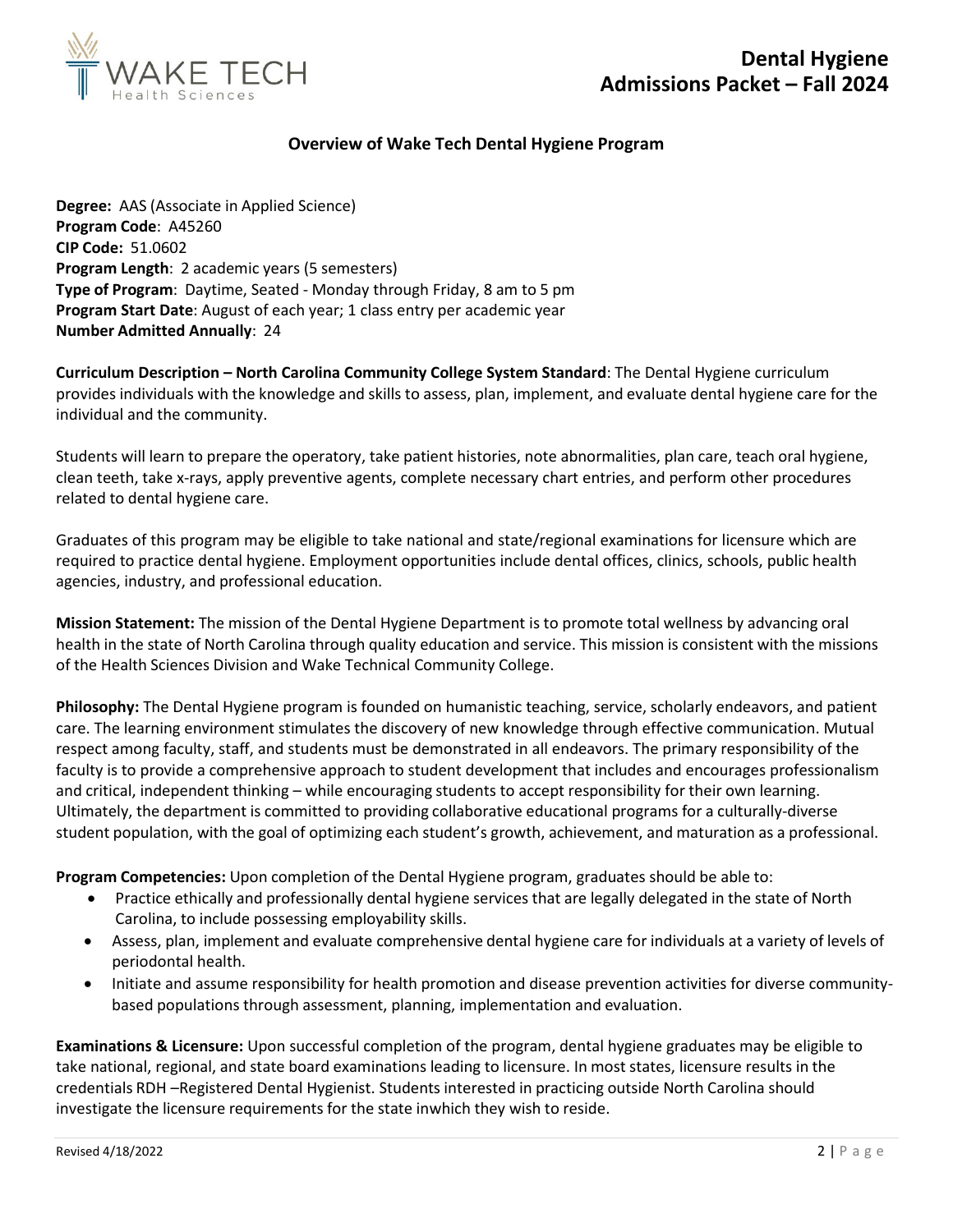# Dental Hygiene Admissions Packet – Fall 2024

## Overview of Wake Tech Dental Hygiene Program

**Degree:** AAS (Associate in Applied Science)
**Program Code**: A45260
**CIP Code:** 51.0602
**Program Length**: 2 academic years (5 semesters)
**Type of Program**: Daytime, Seated - Monday through Friday, 8 am to 5 pm
**Program Start Date**: August of each year; 1 class entry per academic year
**Number Admitted Annually**: 24

**Curriculum Description – North Carolina Community College System Standard**: The Dental Hygiene curriculum provides individuals with the knowledge and skills to assess, plan, implement, and evaluate dental hygiene care for the individual and the community.

Students will learn to prepare the operatory, take patient histories, note abnormalities, plan care, teach oral hygiene, clean teeth, take x-rays, apply preventive agents, complete necessary chart entries, and perform other procedures related to dental hygiene care.

Graduates of this program may be eligible to take national and state/regional examinations for licensure which are required to practice dental hygiene. Employment opportunities include dental offices, clinics, schools, public health agencies, industry, and professional education.

**Mission Statement:** The mission of the Dental Hygiene Department is to promote total wellness by advancing oral health in the state of North Carolina through quality education and service. This mission is consistent with the missions of the Health Sciences Division and Wake Technical Community College.

**Philosophy:** The Dental Hygiene program is founded on humanistic teaching, service, scholarly endeavors, and patient care. The learning environment stimulates the discovery of new knowledge through effective communication. Mutual respect among faculty, staff, and students must be demonstrated in all endeavors. The primary responsibility of the faculty is to provide a comprehensive approach to student development that includes and encourages professionalism and critical, independent thinking – while encouraging students to accept responsibility for their own learning. Ultimately, the department is committed to providing collaborative educational programs for a culturally-diverse student population, with the goal of optimizing each student's growth, achievement, and maturation as a professional.

**Program Competencies:** Upon completion of the Dental Hygiene program, graduates should be able to:

- Practice ethically and professionally dental hygiene services that are legally delegated in the state of North Carolina, to include possessing employability skills.
- Assess, plan, implement and evaluate comprehensive dental hygiene care for individuals at a variety of levels of periodontal health.
- Initiate and assume responsibility for health promotion and disease prevention activities for diverse community-based populations through assessment, planning, implementation and evaluation.

**Examinations & Licensure:** Upon successful completion of the program, dental hygiene graduates may be eligible to take national, regional, and state board examinations leading to licensure. In most states, licensure results in the credentials RDH –Registered Dental Hygienist. Students interested in practicing outside North Carolina should investigate the licensure requirements for the state inwhich they wish to reside.

Revised 4/18/2022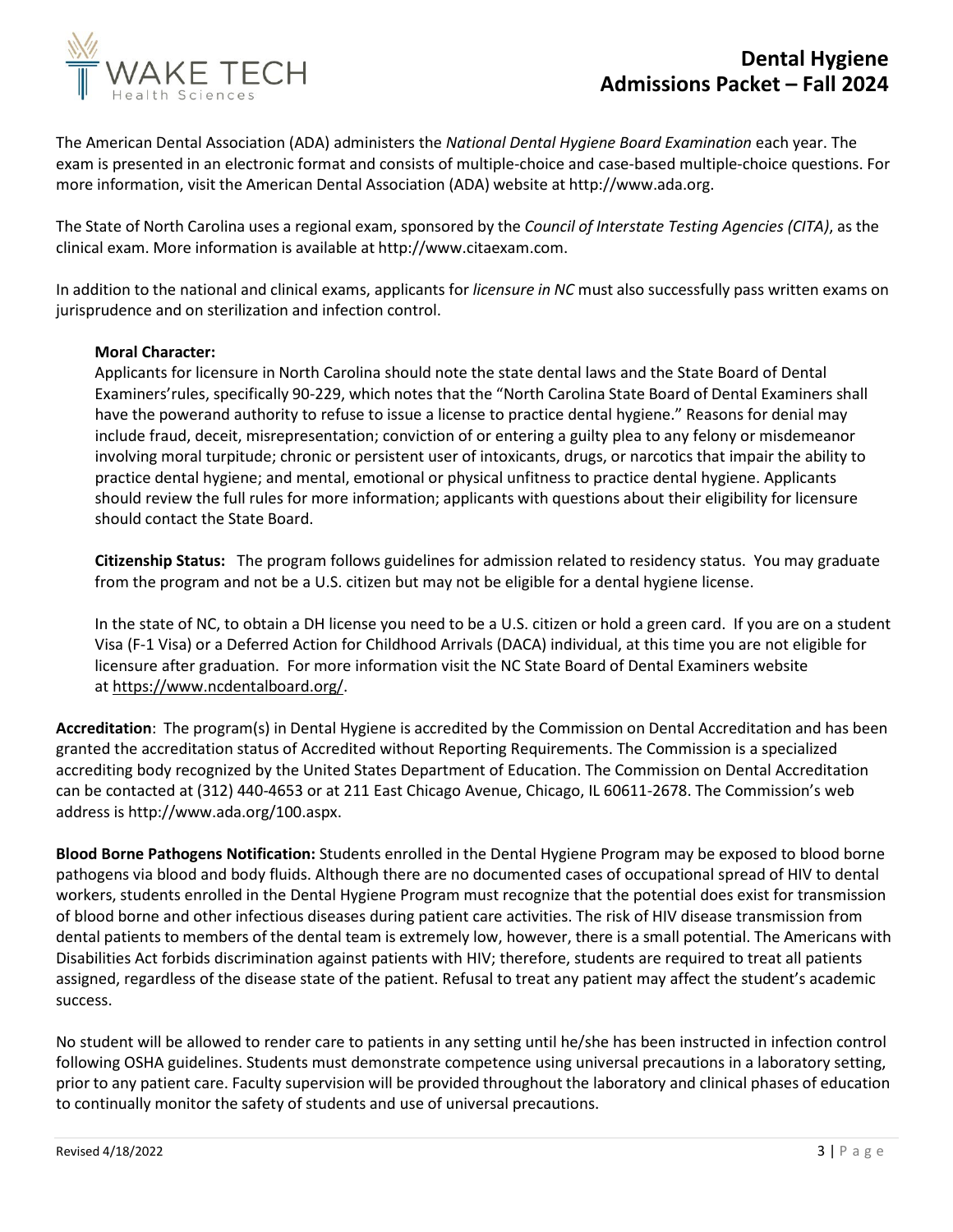The American Dental Association (ADA) administers the *National Dental Hygiene Board Examination* each year. The exam is presented in an electronic format and consists of multiple-choice and case-based multiple-choice questions. For more information, visit the American Dental Association (ADA) website at http://www.ada.org.

The State of North Carolina uses a regional exam, sponsored by the *Council of Interstate Testing Agencies (CITA)*, as the clinical exam. More information is available at http://www.citaexam.com.

In addition to the national and clinical exams, applicants for *licensure in NC* must also successfully pass written exams on jurisprudence and on sterilization and infection control.

**Moral Character:**
Applicants for licensure in North Carolina should note the state dental laws and the State Board of Dental Examiners'rules, specifically 90-229, which notes that the "North Carolina State Board of Dental Examiners shall have the powerand authority to refuse to issue a license to practice dental hygiene." Reasons for denial may include fraud, deceit, misrepresentation; conviction of or entering a guilty plea to any felony or misdemeanor involving moral turpitude; chronic or persistent user of intoxicants, drugs, or narcotics that impair the ability to practice dental hygiene; and mental, emotional or physical unfitness to practice dental hygiene. Applicants should review the full rules for more information; applicants with questions about their eligibility for licensure should contact the State Board.

**Citizenship Status:** The program follows guidelines for admission related to residency status. You may graduate from the program and not be a U.S. citizen but may not be eligible for a dental hygiene license.

In the state of NC, to obtain a DH license you need to be a U.S. citizen or hold a green card. If you are on a student Visa (F-1 Visa) or a Deferred Action for Childhood Arrivals (DACA) individual, at this time you are not eligible for licensure after graduation. For more information visit the NC State Board of Dental Examiners website at https://www.ncdentalboard.org/.

**Accreditation**: The program(s) in Dental Hygiene is accredited by the Commission on Dental Accreditation and has been granted the accreditation status of Accredited without Reporting Requirements. The Commission is a specialized accrediting body recognized by the United States Department of Education. The Commission on Dental Accreditation can be contacted at (312) 440-4653 or at 211 East Chicago Avenue, Chicago, IL 60611-2678. The Commission's web address is http://www.ada.org/100.aspx.

**Blood Borne Pathogens Notification:** Students enrolled in the Dental Hygiene Program may be exposed to blood borne pathogens via blood and body fluids. Although there are no documented cases of occupational spread of HIV to dental workers, students enrolled in the Dental Hygiene Program must recognize that the potential does exist for transmission of blood borne and other infectious diseases during patient care activities. The risk of HIV disease transmission from dental patients to members of the dental team is extremely low, however, there is a small potential. The Americans with Disabilities Act forbids discrimination against patients with HIV; therefore, students are required to treat all patients assigned, regardless of the disease state of the patient. Refusal to treat any patient may affect the student's academic success.

No student will be allowed to render care to patients in any setting until he/she has been instructed in infection control following OSHA guidelines. Students must demonstrate competence using universal precautions in a laboratory setting, prior to any patient care. Faculty supervision will be provided throughout the laboratory and clinical phases of education to continually monitor the safety of students and use of universal precautions.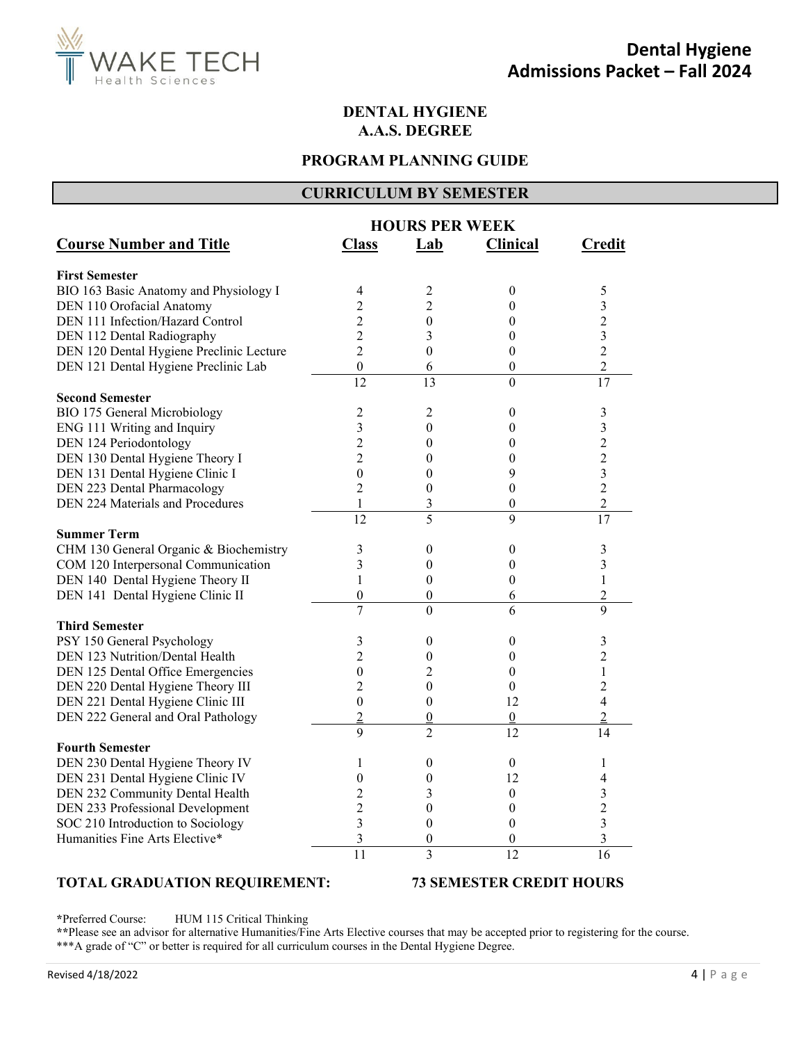# DENTAL HYGIENE
# A.A.S. DEGREE

## PROGRAM PLANNING GUIDE

## CURRICULUM BY SEMESTER

| Course Number and Title | HOURS PER WEEK Class | Lab | Clinical | Credit |
|---|---|---|---|---|
| **First Semester** | | | | |
| BIO 163 Basic Anatomy and Physiology I | 4 | 2 | 0 | 5 |
| DEN 110 Orofacial Anatomy | 2 | 2 | 0 | 3 |
| DEN 111 Infection/Hazard Control | 2 | 0 | 0 | 2 |
| DEN 112 Dental Radiography | 2 | 3 | 0 | 3 |
| DEN 120 Dental Hygiene Preclinic Lecture | 2 | 0 | 0 | 2 |
| DEN 121 Dental Hygiene Preclinic Lab | 0 | 6 | 0 | 2 |
| | 12 | 13 | 0 | 17 |
| **Second Semester** | | | | |
| BIO 175 General Microbiology | 2 | 2 | 0 | 3 |
| ENG 111 Writing and Inquiry | 3 | 0 | 0 | 3 |
| DEN 124 Periodontology | 2 | 0 | 0 | 2 |
| DEN 130 Dental Hygiene Theory I | 2 | 0 | 0 | 2 |
| DEN 131 Dental Hygiene Clinic I | 0 | 0 | 9 | 3 |
| DEN 223 Dental Pharmacology | 2 | 0 | 0 | 2 |
| DEN 224 Materials and Procedures | 1 | 3 | 0 | 2 |
| | 12 | 5 | 9 | 17 |
| **Summer Term** | | | | |
| CHM 130 General Organic & Biochemistry | 3 | 0 | 0 | 3 |
| COM 120 Interpersonal Communication | 3 | 0 | 0 | 3 |
| DEN 140 Dental Hygiene Theory II | 1 | 0 | 0 | 1 |
| DEN 141 Dental Hygiene Clinic II | 0 | 0 | 6 | 2 |
| | 7 | 0 | 6 | 9 |
| **Third Semester** | | | | |
| PSY 150 General Psychology | 3 | 0 | 0 | 3 |
| DEN 123 Nutrition/Dental Health | 2 | 0 | 0 | 2 |
| DEN 125 Dental Office Emergencies | 0 | 2 | 0 | 1 |
| DEN 220 Dental Hygiene Theory III | 2 | 0 | 0 | 2 |
| DEN 221 Dental Hygiene Clinic III | 0 | 0 | 12 | 4 |
| DEN 222 General and Oral Pathology | 2 | 0 | 0 | 2 |
| | 9 | 2 | 12 | 14 |
| **Fourth Semester** | | | | |
| DEN 230 Dental Hygiene Theory IV | 1 | 0 | 0 | 1 |
| DEN 231 Dental Hygiene Clinic IV | 0 | 0 | 12 | 4 |
| DEN 232 Community Dental Health | 2 | 3 | 0 | 3 |
| DEN 233 Professional Development | 2 | 0 | 0 | 2 |
| SOC 210 Introduction to Sociology | 3 | 0 | 0 | 3 |
| Humanities Fine Arts Elective* | 3 | 0 | 0 | 3 |
| | 11 | 3 | 12 | 16 |

**TOTAL GRADUATION REQUIREMENT: 73 SEMESTER CREDIT HOURS**

*Preferred Course: HUM 115 Critical Thinking

**Please see an advisor for alternative Humanities/Fine Arts Elective courses that may be accepted prior to registering for the course.

***A grade of "C" or better is required for all curriculum courses in the Dental Hygiene Degree.

Revised 4/18/2022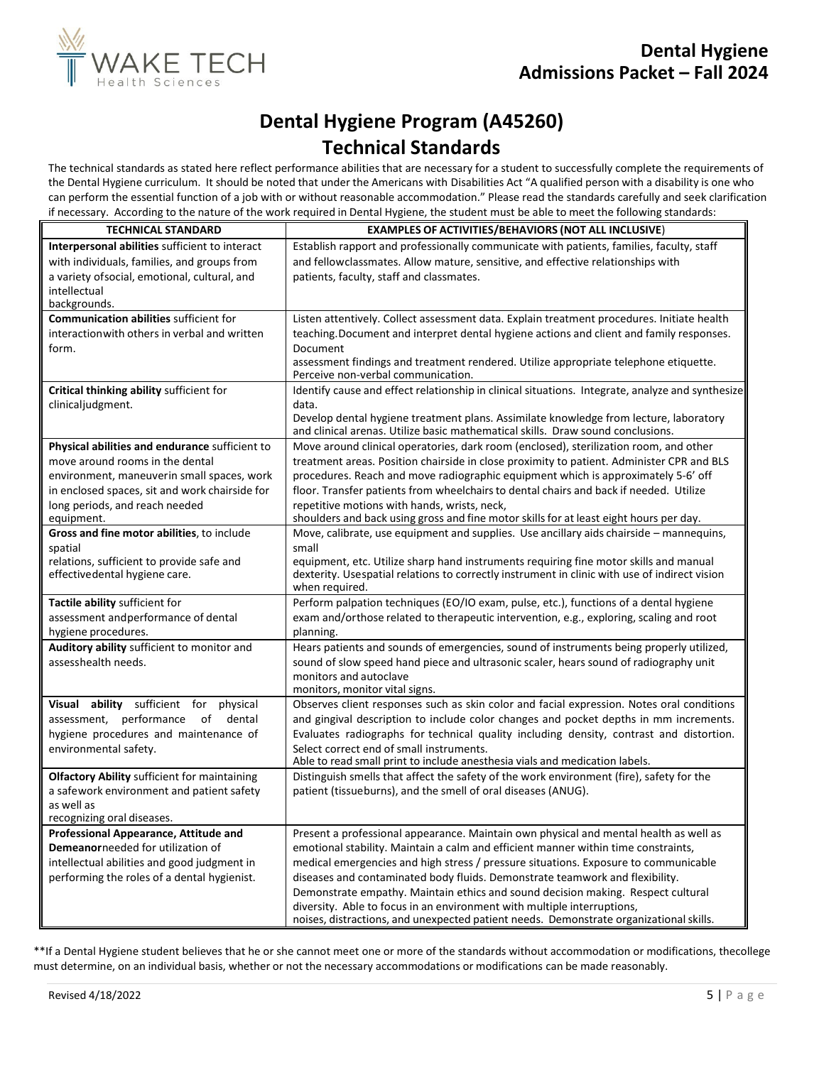# Dental Hygiene Program (A45260)

## Technical Standards

The technical standards as stated here reflect performance abilities that are necessary for a student to successfully complete the requirements of the Dental Hygiene curriculum. It should be noted that under the Americans with Disabilities Act "A qualified person with a disability is one who can perform the essential function of a job with or without reasonable accommodation." Please read the standards carefully and seek clarification if necessary. According to the nature of the work required in Dental Hygiene, the student must be able to meet the following standards:

| TECHNICAL STANDARD | EXAMPLES OF ACTIVITIES/BEHAVIORS (NOT ALL INCLUSIVE) |
|---|---|
| **Interpersonal abilities** sufficient to interact with individuals, families, and groups from a variety ofsocial, emotional, cultural, and intellectual backgrounds. | Establish rapport and professionally communicate with patients, families, faculty, staff and fellowclassmates. Allow mature, sensitive, and effective relationships with patients, faculty, staff and classmates. |
| **Communication abilities** sufficient for interactionwith others in verbal and written form. | Listen attentively. Collect assessment data. Explain treatment procedures. Initiate health teaching.Document and interpret dental hygiene actions and client and family responses. Document assessment findings and treatment rendered. Utilize appropriate telephone etiquette. Perceive non-verbal communication. |
| **Critical thinking ability** sufficient for clinicaljudgment. | Identify cause and effect relationship in clinical situations. Integrate, analyze and synthesize data. Develop dental hygiene treatment plans. Assimilate knowledge from lecture, laboratory and clinical arenas. Utilize basic mathematical skills. Draw sound conclusions. |
| **Physical abilities and endurance** sufficient to move around rooms in the dental environment, maneuverin small spaces, work in enclosed spaces, sit and work chairside for long periods, and reach needed equipment. | Move around clinical operatories, dark room (enclosed), sterilization room, and other treatment areas. Position chairside in close proximity to patient. Administer CPR and BLS procedures. Reach and move radiographic equipment which is approximately 5-6' off floor. Transfer patients from wheelchairs to dental chairs and back if needed. Utilize repetitive motions with hands, wrists, neck, shoulders and back using gross and fine motor skills for at least eight hours per day. |
| **Gross and fine motor abilities**, to include spatial relations, sufficient to provide safe and effectivedental hygiene care. | Move, calibrate, use equipment and supplies. Use ancillary aids chairside – mannequins, small equipment, etc. Utilize sharp hand instruments requiring fine motor skills and manual dexterity. Usespatial relations to correctly instrument in clinic with use of indirect vision when required. |
| **Tactile ability** sufficient for assessment andperformance of dental hygiene procedures. | Perform palpation techniques (EO/IO exam, pulse, etc.), functions of a dental hygiene exam and/orthose related to therapeutic intervention, e.g., exploring, scaling and root planning. |
| **Auditory ability** sufficient to monitor and assesshealth needs. | Hears patients and sounds of emergencies, sound of instruments being properly utilized, sound of slow speed hand piece and ultrasonic scaler, hears sound of radiography unit monitors and autoclave monitors, monitor vital signs. |
| **Visual ability** sufficient for physical assessment, performance of dental hygiene procedures and maintenance of environmental safety. | Observes client responses such as skin color and facial expression. Notes oral conditions and gingival description to include color changes and pocket depths in mm increments. Evaluates radiographs for technical quality including density, contrast and distortion. Select correct end of small instruments. Able to read small print to include anesthesia vials and medication labels. |
| **Olfactory Ability** sufficient for maintaining a safework environment and patient safety as well as recognizing oral diseases. | Distinguish smells that affect the safety of the work environment (fire), safety for the patient (tissueburns), and the smell of oral diseases (ANUG). |
| **Professional Appearance, Attitude and Demeanor**needed for utilization of intellectual abilities and good judgment in performing the roles of a dental hygienist. | Present a professional appearance. Maintain own physical and mental health as well as emotional stability. Maintain a calm and efficient manner within time constraints, medical emergencies and high stress / pressure situations. Exposure to communicable diseases and contaminated body fluids. Demonstrate teamwork and flexibility. Demonstrate empathy. Maintain ethics and sound decision making. Respect cultural diversity. Able to focus in an environment with multiple interruptions, noises, distractions, and unexpected patient needs. Demonstrate organizational skills. |

**If a Dental Hygiene student believes that he or she cannot meet one or more of the standards without accommodation or modifications, thecollege must determine, on an individual basis, whether or not the necessary accommodations or modifications can be made reasonably.

Revised 4/18/2022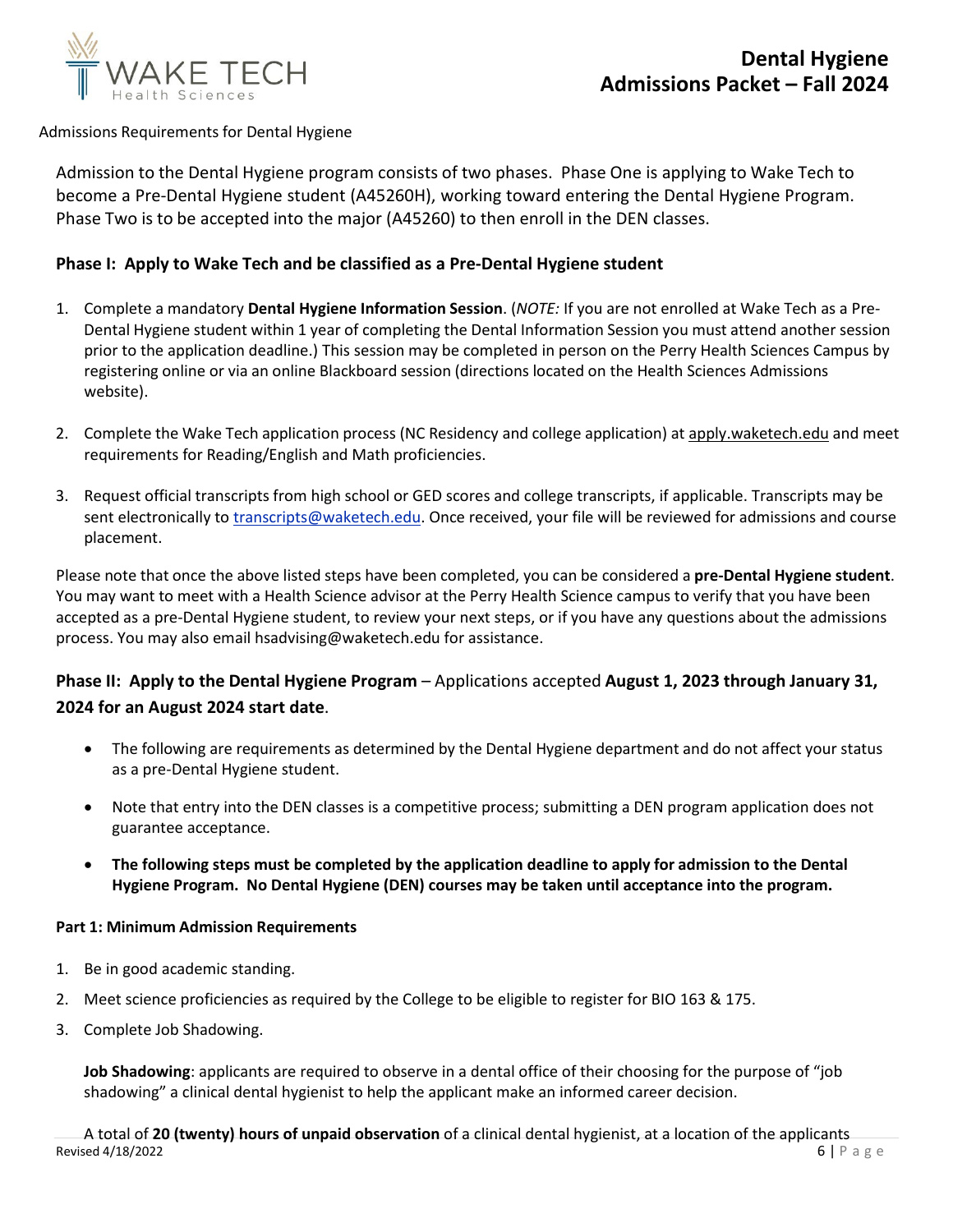Admissions Requirements for Dental Hygiene

Admission to the Dental Hygiene program consists of two phases. Phase One is applying to Wake Tech to become a Pre-Dental Hygiene student (A45260H), working toward entering the Dental Hygiene Program. Phase Two is to be accepted into the major (A45260) to then enroll in the DEN classes.

### Phase I: Apply to Wake Tech and be classified as a Pre-Dental Hygiene student

1. Complete a mandatory **Dental Hygiene Information Session**. (*NOTE:* If you are not enrolled at Wake Tech as a Pre-Dental Hygiene student within 1 year of completing the Dental Information Session you must attend another session prior to the application deadline.) This session may be completed in person on the Perry Health Sciences Campus by registering online or via an online Blackboard session (directions located on the Health Sciences Admissions website).

2. Complete the Wake Tech application process (NC Residency and college application) at apply.waketech.edu and meet requirements for Reading/English and Math proficiencies.

3. Request official transcripts from high school or GED scores and college transcripts, if applicable. Transcripts may be sent electronically to transcripts@waketech.edu. Once received, your file will be reviewed for admissions and course placement.

Please note that once the above listed steps have been completed, you can be considered a **pre-Dental Hygiene student**. You may want to meet with a Health Science advisor at the Perry Health Science campus to verify that you have been accepted as a pre-Dental Hygiene student, to review your next steps, or if you have any questions about the admissions process. You may also email hsadvising@waketech.edu for assistance.

### Phase II: Apply to the Dental Hygiene Program – Applications accepted **August 1, 2023 through January 31, 2024 for an August 2024 start date**.

- The following are requirements as determined by the Dental Hygiene department and do not affect your status as a pre-Dental Hygiene student.
- Note that entry into the DEN classes is a competitive process; submitting a DEN program application does not guarantee acceptance.
- **The following steps must be completed by the application deadline to apply for admission to the Dental Hygiene Program. No Dental Hygiene (DEN) courses may be taken until acceptance into the program.**

#### Part 1: Minimum Admission Requirements

1. Be in good academic standing.
2. Meet science proficiencies as required by the College to be eligible to register for BIO 163 & 175.
3. Complete Job Shadowing.

**Job Shadowing**: applicants are required to observe in a dental office of their choosing for the purpose of "job shadowing" a clinical dental hygienist to help the applicant make an informed career decision.

A total of **20 (twenty) hours of unpaid observation** of a clinical dental hygienist, at a location of the applicants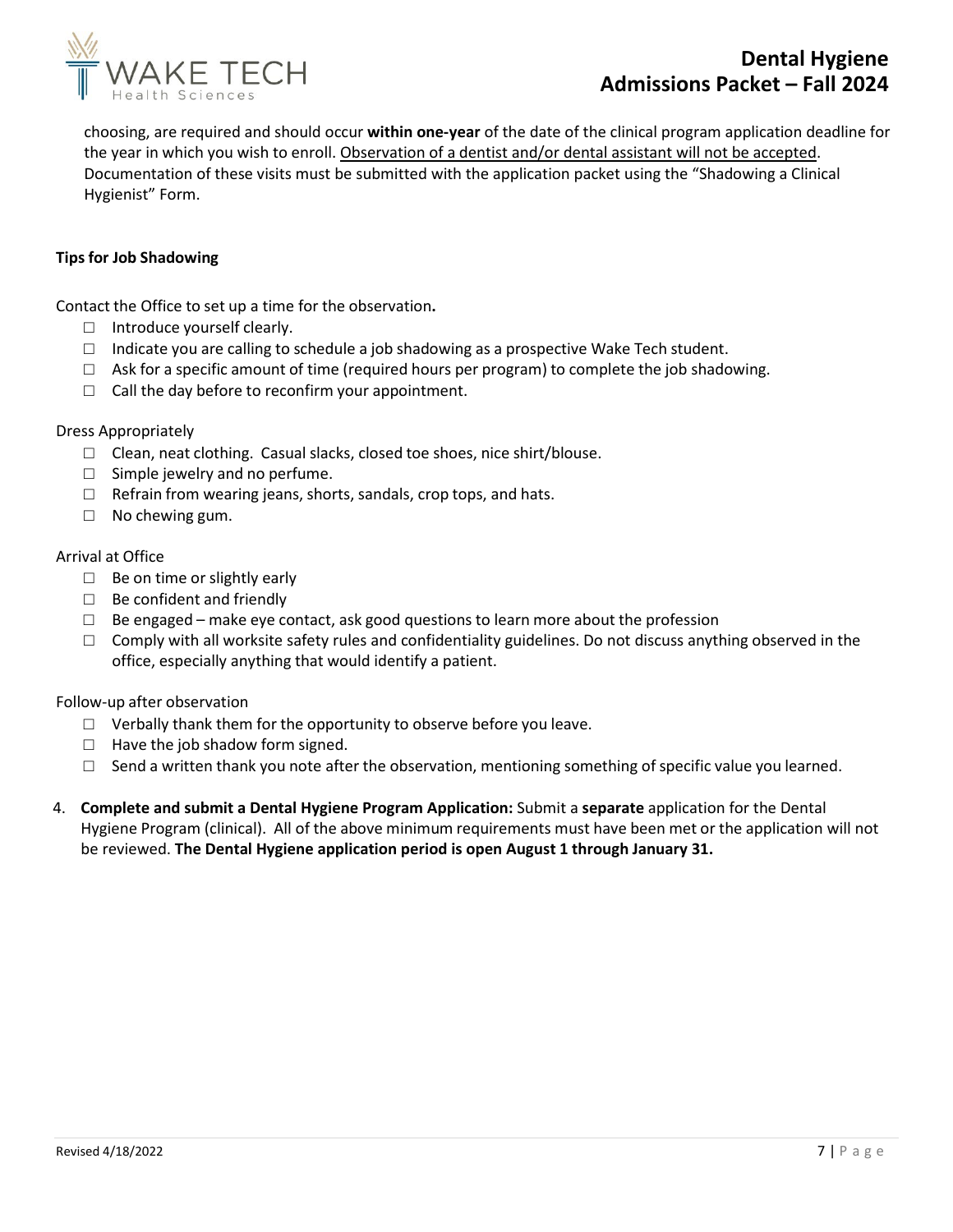choosing, are required and should occur **within one-year** of the date of the clinical program application deadline for the year in which you wish to enroll. Observation of a dentist and/or dental assistant will not be accepted. Documentation of these visits must be submitted with the application packet using the "Shadowing a Clinical Hygienist" Form.

**Tips for Job Shadowing**

Contact the Office to set up a time for the observation**.**

- ☐ Introduce yourself clearly.
- ☐ Indicate you are calling to schedule a job shadowing as a prospective Wake Tech student.
- ☐ Ask for a specific amount of time (required hours per program) to complete the job shadowing.
- ☐ Call the day before to reconfirm your appointment.

Dress Appropriately

- ☐ Clean, neat clothing. Casual slacks, closed toe shoes, nice shirt/blouse.
- ☐ Simple jewelry and no perfume.
- ☐ Refrain from wearing jeans, shorts, sandals, crop tops, and hats.
- ☐ No chewing gum.

Arrival at Office

- ☐ Be on time or slightly early
- ☐ Be confident and friendly
- ☐ Be engaged – make eye contact, ask good questions to learn more about the profession
- ☐ Comply with all worksite safety rules and confidentiality guidelines. Do not discuss anything observed in the office, especially anything that would identify a patient.

Follow-up after observation

- ☐ Verbally thank them for the opportunity to observe before you leave.
- ☐ Have the job shadow form signed.
- ☐ Send a written thank you note after the observation, mentioning something of specific value you learned.

4. **Complete and submit a Dental Hygiene Program Application:** Submit a **separate** application for the Dental Hygiene Program (clinical). All of the above minimum requirements must have been met or the application will not be reviewed. **The Dental Hygiene application period is open August 1 through January 31.**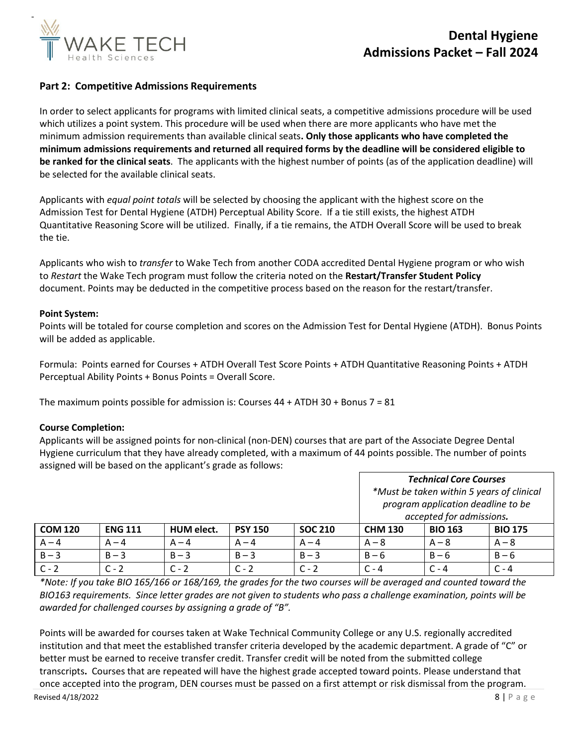## Part 2: Competitive Admissions Requirements

In order to select applicants for programs with limited clinical seats, a competitive admissions procedure will be used which utilizes a point system. This procedure will be used when there are more applicants who have met the minimum admission requirements than available clinical seats**. Only those applicants who have completed the minimum admissions requirements and returned all required forms by the deadline will be considered eligible to be ranked for the clinical seats**. The applicants with the highest number of points (as of the application deadline) will be selected for the available clinical seats.

Applicants with *equal point totals* will be selected by choosing the applicant with the highest score on the Admission Test for Dental Hygiene (ATDH) Perceptual Ability Score. If a tie still exists, the highest ATDH Quantitative Reasoning Score will be utilized. Finally, if a tie remains, the ATDH Overall Score will be used to break the tie.

Applicants who wish to *transfer* to Wake Tech from another CODA accredited Dental Hygiene program or who wish to *Restart* the Wake Tech program must follow the criteria noted on the **Restart/Transfer Student Policy** document. Points may be deducted in the competitive process based on the reason for the restart/transfer.

**Point System:**
Points will be totaled for course completion and scores on the Admission Test for Dental Hygiene (ATDH). Bonus Points will be added as applicable.

Formula: Points earned for Courses + ATDH Overall Test Score Points + ATDH Quantitative Reasoning Points + ATDH Perceptual Ability Points + Bonus Points = Overall Score.

The maximum points possible for admission is: Courses 44 + ATDH 30 + Bonus 7 = 81

**Course Completion:**
Applicants will be assigned points for non-clinical (non-DEN) courses that are part of the Associate Degree Dental Hygiene curriculum that they have already completed, with a maximum of 44 points possible. The number of points assigned will be based on the applicant's grade as follows:

| | | | | | ***Technical Core Courses*** *\*Must be taken within 5 years of clinical program application deadline to be accepted for admissions.* | | |
|---|---|---|---|---|---|---|---|
| **COM 120** | **ENG 111** | **HUM elect.** | **PSY 150** | **SOC 210** | **CHM 130** | **BIO 163** | **BIO 175** |
| A – 4 | A – 4 | A – 4 | A – 4 | A – 4 | A – 8 | A – 8 | A – 8 |
| B – 3 | B – 3 | B – 3 | B – 3 | B – 3 | B – 6 | B – 6 | B – 6 |
| C - 2 | C - 2 | C - 2 | C - 2 | C - 2 | C - 4 | C - 4 | C - 4 |

*\*Note: If you take BIO 165/166 or 168/169, the grades for the two courses will be averaged and counted toward the BIO163 requirements. Since letter grades are not given to students who pass a challenge examination, points will be awarded for challenged courses by assigning a grade of "B".*

Points will be awarded for courses taken at Wake Technical Community College or any U.S. regionally accredited institution and that meet the established transfer criteria developed by the academic department. A grade of "C" or better must be earned to receive transfer credit. Transfer credit will be noted from the submitted college transcripts**.** Courses that are repeated will have the highest grade accepted toward points. Please understand that once accepted into the program, DEN courses must be passed on a first attempt or risk dismissal from the program.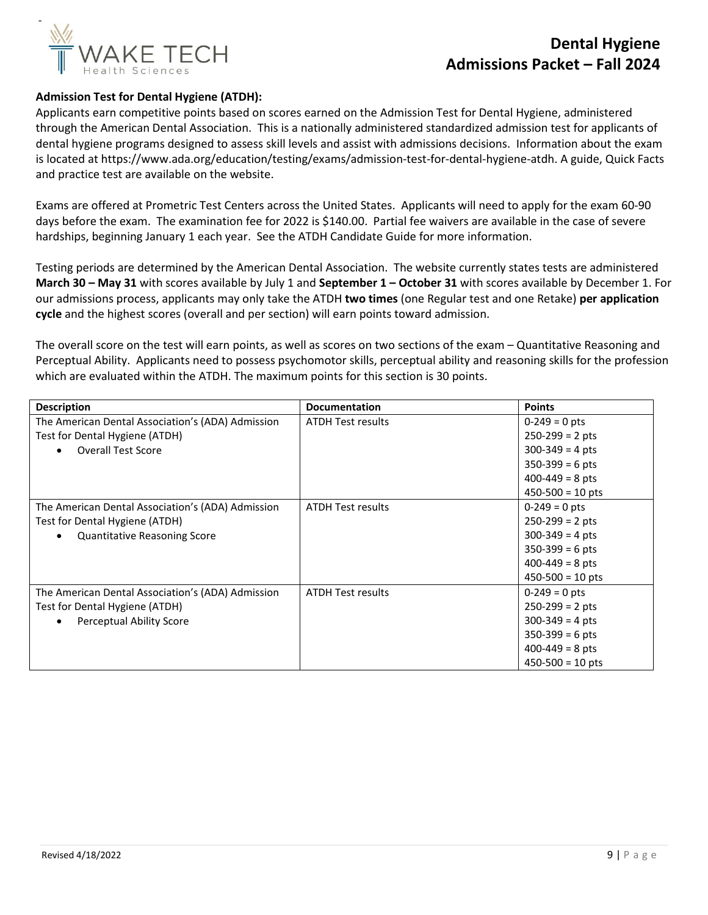**Admission Test for Dental Hygiene (ATDH):**

Applicants earn competitive points based on scores earned on the Admission Test for Dental Hygiene, administered through the American Dental Association. This is a nationally administered standardized admission test for applicants of dental hygiene programs designed to assess skill levels and assist with admissions decisions. Information about the exam is located at https://www.ada.org/education/testing/exams/admission-test-for-dental-hygiene-atdh. A guide, Quick Facts and practice test are available on the website.

Exams are offered at Prometric Test Centers across the United States. Applicants will need to apply for the exam 60-90 days before the exam. The examination fee for 2022 is $140.00. Partial fee waivers are available in the case of severe hardships, beginning January 1 each year. See the ATDH Candidate Guide for more information.

Testing periods are determined by the American Dental Association. The website currently states tests are administered **March 30 – May 31** with scores available by July 1 and **September 1 – October 31** with scores available by December 1. For our admissions process, applicants may only take the ATDH **two times** (one Regular test and one Retake) **per application cycle** and the highest scores (overall and per section) will earn points toward admission.

The overall score on the test will earn points, as well as scores on two sections of the exam – Quantitative Reasoning and Perceptual Ability. Applicants need to possess psychomotor skills, perceptual ability and reasoning skills for the profession which are evaluated within the ATDH. The maximum points for this section is 30 points.

| Description | Documentation | Points |
|---|---|---|
| The American Dental Association's (ADA) Admission Test for Dental Hygiene (ATDH)<br>• Overall Test Score | ATDH Test results | 0-249 = 0 pts<br>250-299 = 2 pts<br>300-349 = 4 pts<br>350-399 = 6 pts<br>400-449 = 8 pts<br>450-500 = 10 pts |
| The American Dental Association's (ADA) Admission Test for Dental Hygiene (ATDH)<br>• Quantitative Reasoning Score | ATDH Test results | 0-249 = 0 pts<br>250-299 = 2 pts<br>300-349 = 4 pts<br>350-399 = 6 pts<br>400-449 = 8 pts<br>450-500 = 10 pts |
| The American Dental Association's (ADA) Admission Test for Dental Hygiene (ATDH)<br>• Perceptual Ability Score | ATDH Test results | 0-249 = 0 pts<br>250-299 = 2 pts<br>300-349 = 4 pts<br>350-399 = 6 pts<br>400-449 = 8 pts<br>450-500 = 10 pts |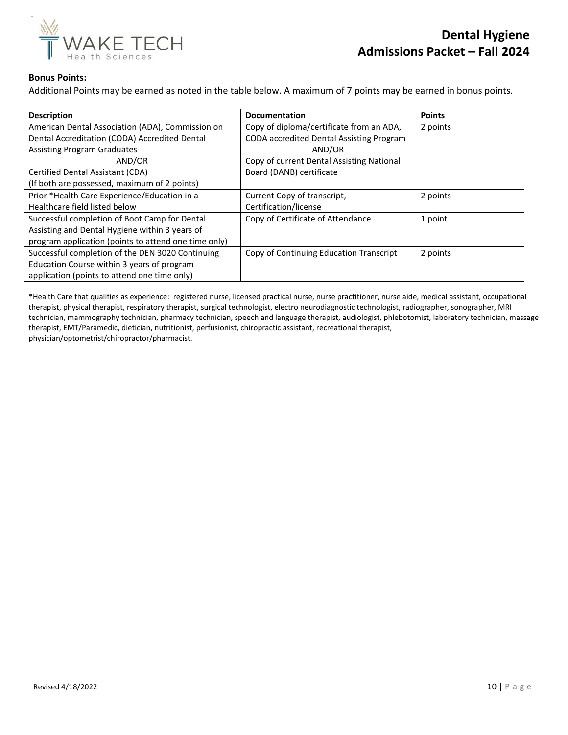**Bonus Points:**

Additional Points may be earned as noted in the table below. A maximum of 7 points may be earned in bonus points.

| Description | Documentation | Points |
|---|---|---|
| American Dental Association (ADA), Commission on Dental Accreditation (CODA) Accredited Dental Assisting Program Graduates AND/OR Certified Dental Assistant (CDA) (If both are possessed, maximum of 2 points) | Copy of diploma/certificate from an ADA, CODA accredited Dental Assisting Program AND/OR Copy of current Dental Assisting National Board (DANB) certificate | 2 points |
| Prior *Health Care Experience/Education in a Healthcare field listed below | Current Copy of transcript, Certification/license | 2 points |
| Successful completion of Boot Camp for Dental Assisting and Dental Hygiene within 3 years of program application (points to attend one time only) | Copy of Certificate of Attendance | 1 point |
| Successful completion of the DEN 3020 Continuing Education Course within 3 years of program application (points to attend one time only) | Copy of Continuing Education Transcript | 2 points |

*Health Care that qualifies as experience: registered nurse, licensed practical nurse, nurse practitioner, nurse aide, medical assistant, occupational therapist, physical therapist, respiratory therapist, surgical technologist, electro neurodiagnostic technologist, radiographer, sonographer, MRI technician, mammography technician, pharmacy technician, speech and language therapist, audiologist, phlebotomist, laboratory technician, massage therapist, EMT/Paramedic, dietician, nutritionist, perfusionist, chiropractic assistant, recreational therapist, physician/optometrist/chiropractor/pharmacist.